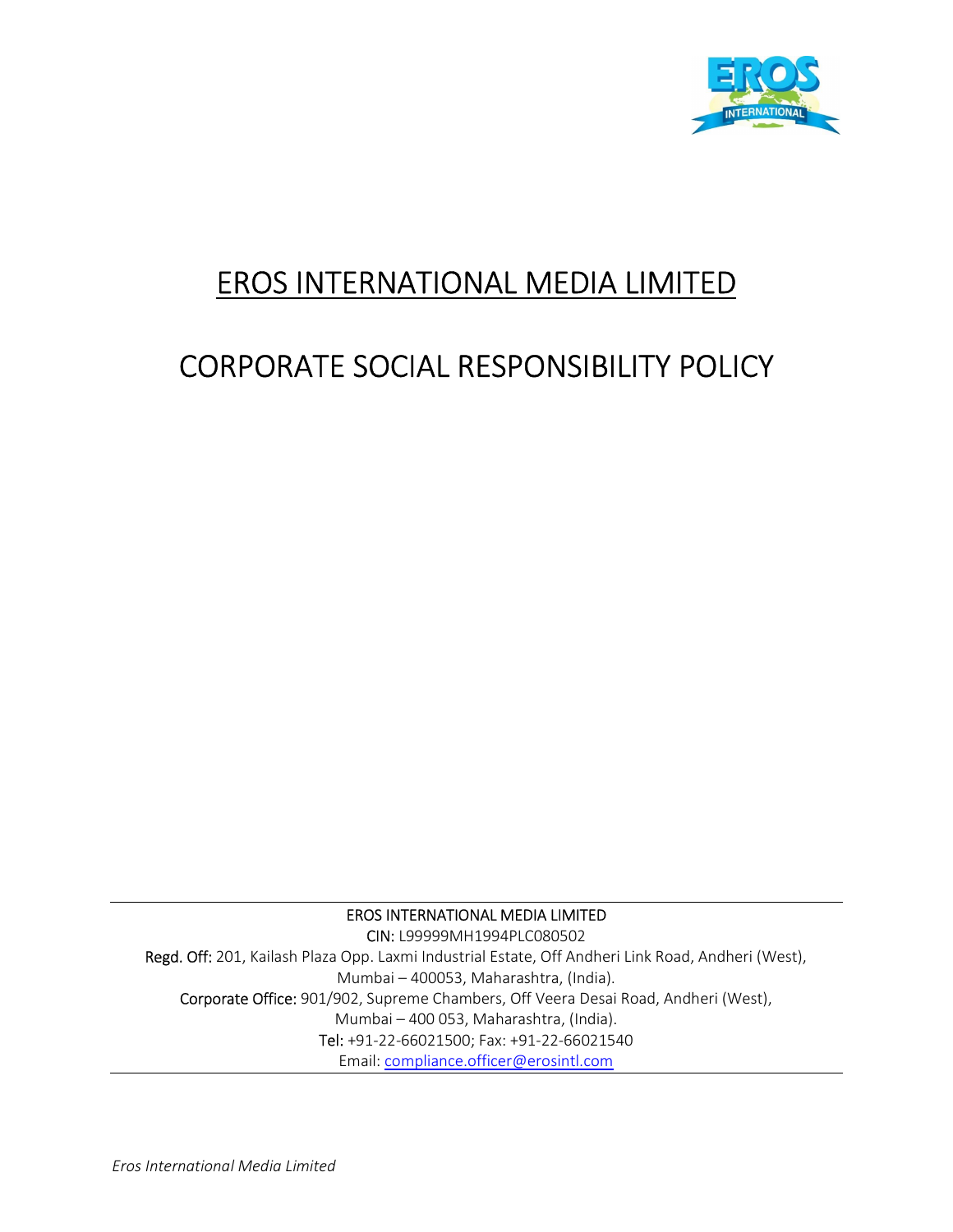# EROS INTERNATIONAL MEDIA LIMITED

# CORPORATE SOCIAL RESPONSIBILITY POLICY

EROS INTERNATIONAL MEDIA LIMITED
CIN: L99999MH1994PLC080502
Regd. Off: 201, Kailash Plaza Opp. Laxmi Industrial Estate, Off Andheri Link Road, Andheri (West), Mumbai – 400053, Maharashtra, (India).
Corporate Office: 901/902, Supreme Chambers, Off Veera Desai Road, Andheri (West), Mumbai – 400 053, Maharashtra, (India).
Tel: +91-22-66021500; Fax: +91-22-66021540
Email: compliance.officer@erosintl.com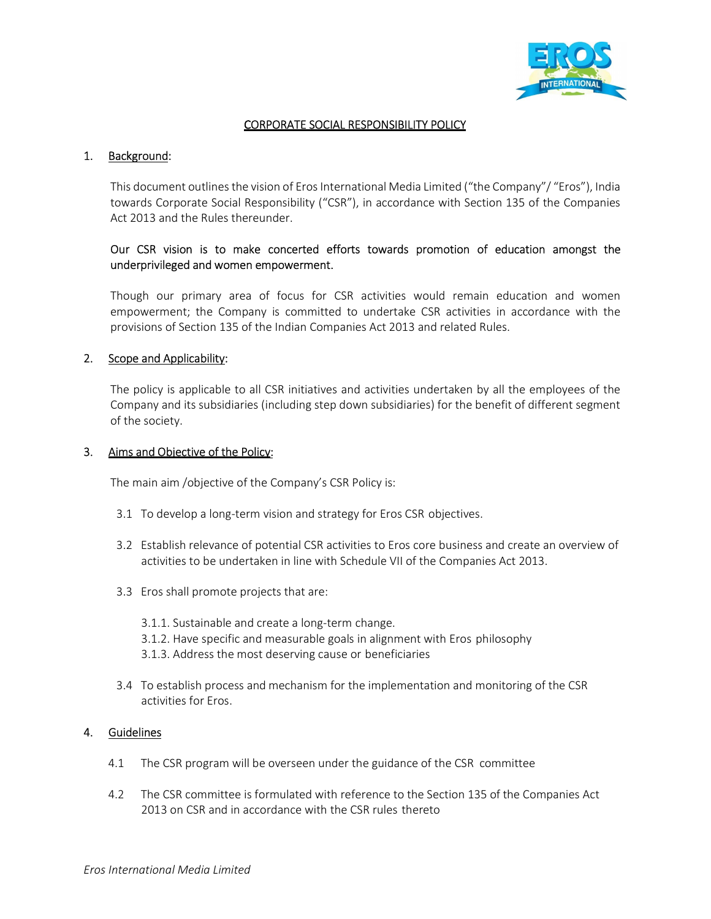# CORPORATE SOCIAL RESPONSIBILITY POLICY

1. Background:

   This document outlines the vision of Eros International Media Limited ("the Company"/ "Eros"), India towards Corporate Social Responsibility ("CSR"), in accordance with Section 135 of the Companies Act 2013 and the Rules thereunder.

   Our CSR vision is to make concerted efforts towards promotion of education amongst the underprivileged and women empowerment.

   Though our primary area of focus for CSR activities would remain education and women empowerment; the Company is committed to undertake CSR activities in accordance with the provisions of Section 135 of the Indian Companies Act 2013 and related Rules.

2. Scope and Applicability:

   The policy is applicable to all CSR initiatives and activities undertaken by all the employees of the Company and its subsidiaries (including step down subsidiaries) for the benefit of different segment of the society.

3. Aims and Objective of the Policy:

   The main aim /objective of the Company's CSR Policy is:

   3.1 To develop a long-term vision and strategy for Eros CSR objectives.

   3.2 Establish relevance of potential CSR activities to Eros core business and create an overview of activities to be undertaken in line with Schedule VII of the Companies Act 2013.

   3.3 Eros shall promote projects that are:

   3.1.1. Sustainable and create a long-term change.
   3.1.2. Have specific and measurable goals in alignment with Eros philosophy
   3.1.3. Address the most deserving cause or beneficiaries

   3.4 To establish process and mechanism for the implementation and monitoring of the CSR activities for Eros.

4. Guidelines

   4.1 The CSR program will be overseen under the guidance of the CSR committee

   4.2 The CSR committee is formulated with reference to the Section 135 of the Companies Act 2013 on CSR and in accordance with the CSR rules thereto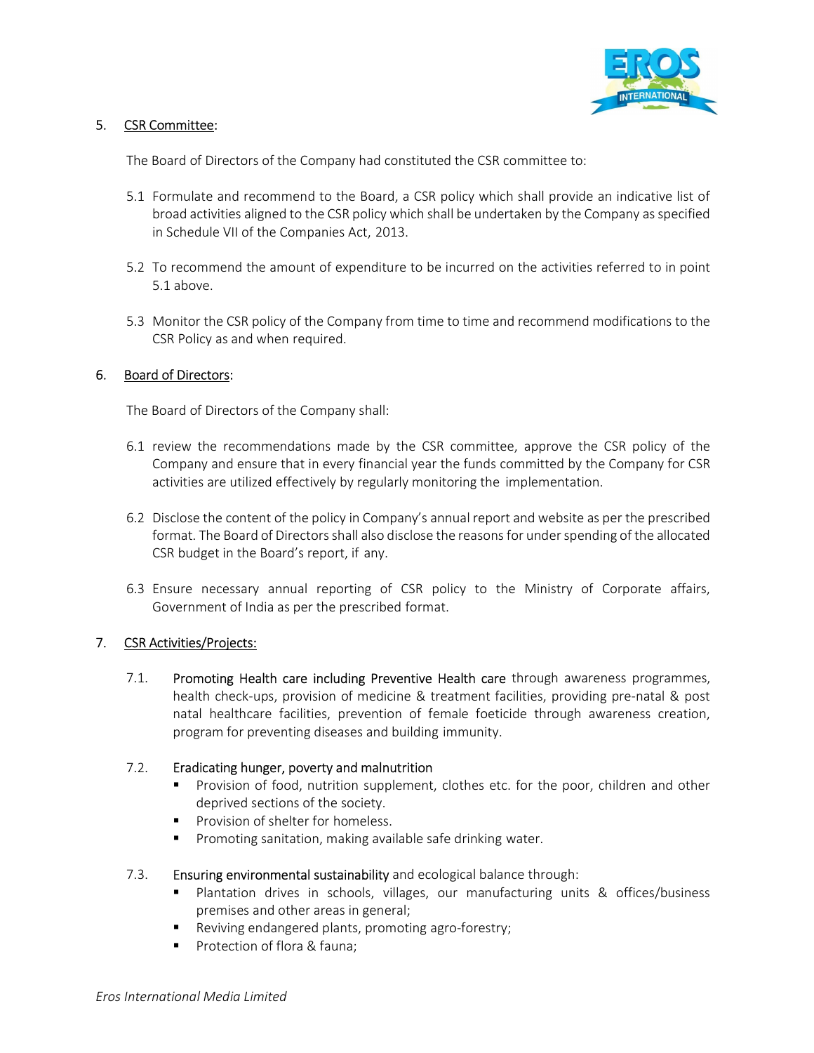## 5. CSR Committee:

The Board of Directors of the Company had constituted the CSR committee to:

5.1 Formulate and recommend to the Board, a CSR policy which shall provide an indicative list of broad activities aligned to the CSR policy which shall be undertaken by the Company as specified in Schedule VII of the Companies Act, 2013.

5.2 To recommend the amount of expenditure to be incurred on the activities referred to in point 5.1 above.

5.3 Monitor the CSR policy of the Company from time to time and recommend modifications to the CSR Policy as and when required.

## 6. Board of Directors:

The Board of Directors of the Company shall:

6.1 review the recommendations made by the CSR committee, approve the CSR policy of the Company and ensure that in every financial year the funds committed by the Company for CSR activities are utilized effectively by regularly monitoring the implementation.

6.2 Disclose the content of the policy in Company's annual report and website as per the prescribed format. The Board of Directors shall also disclose the reasons for under spending of the allocated CSR budget in the Board's report, if any.

6.3 Ensure necessary annual reporting of CSR policy to the Ministry of Corporate affairs, Government of India as per the prescribed format.

## 7. CSR Activities/Projects:

7.1. Promoting Health care including Preventive Health care through awareness programmes, health check-ups, provision of medicine & treatment facilities, providing pre-natal & post natal healthcare facilities, prevention of female foeticide through awareness creation, program for preventing diseases and building immunity.

7.2. Eradicating hunger, poverty and malnutrition

- Provision of food, nutrition supplement, clothes etc. for the poor, children and other deprived sections of the society.
- Provision of shelter for homeless.
- Promoting sanitation, making available safe drinking water.

7.3. Ensuring environmental sustainability and ecological balance through:

- Plantation drives in schools, villages, our manufacturing units & offices/business premises and other areas in general;
- Reviving endangered plants, promoting agro-forestry;
- Protection of flora & fauna;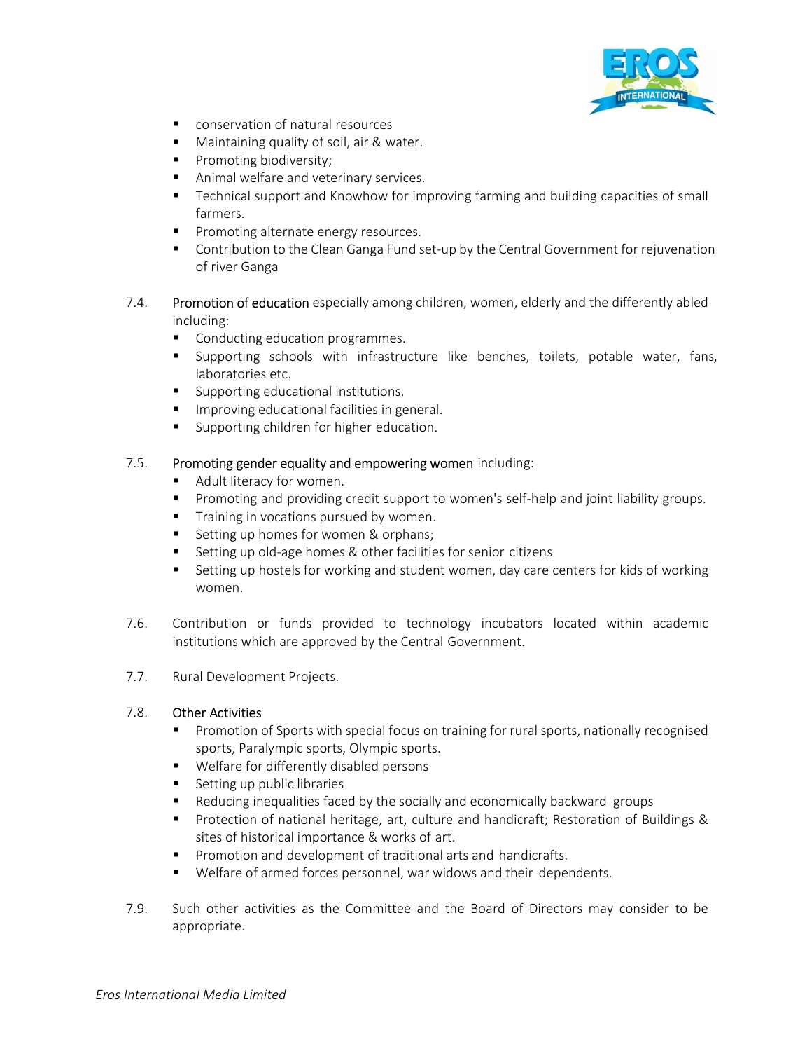- conservation of natural resources
- Maintaining quality of soil, air & water.
- Promoting biodiversity;
- Animal welfare and veterinary services.
- Technical support and Knowhow for improving farming and building capacities of small farmers.
- Promoting alternate energy resources.
- Contribution to the Clean Ganga Fund set-up by the Central Government for rejuvenation of river Ganga

7.4. Promotion of education especially among children, women, elderly and the differently abled including:

- Conducting education programmes.
- Supporting schools with infrastructure like benches, toilets, potable water, fans, laboratories etc.
- Supporting educational institutions.
- Improving educational facilities in general.
- Supporting children for higher education.

7.5. Promoting gender equality and empowering women including:

- Adult literacy for women.
- Promoting and providing credit support to women's self-help and joint liability groups.
- Training in vocations pursued by women.
- Setting up homes for women & orphans;
- Setting up old-age homes & other facilities for senior citizens
- Setting up hostels for working and student women, day care centers for kids of working women.

7.6. Contribution or funds provided to technology incubators located within academic institutions which are approved by the Central Government.

7.7. Rural Development Projects.

7.8. Other Activities

- Promotion of Sports with special focus on training for rural sports, nationally recognised sports, Paralympic sports, Olympic sports.
- Welfare for differently disabled persons
- Setting up public libraries
- Reducing inequalities faced by the socially and economically backward groups
- Protection of national heritage, art, culture and handicraft; Restoration of Buildings & sites of historical importance & works of art.
- Promotion and development of traditional arts and handicrafts.
- Welfare of armed forces personnel, war widows and their dependents.

7.9. Such other activities as the Committee and the Board of Directors may consider to be appropriate.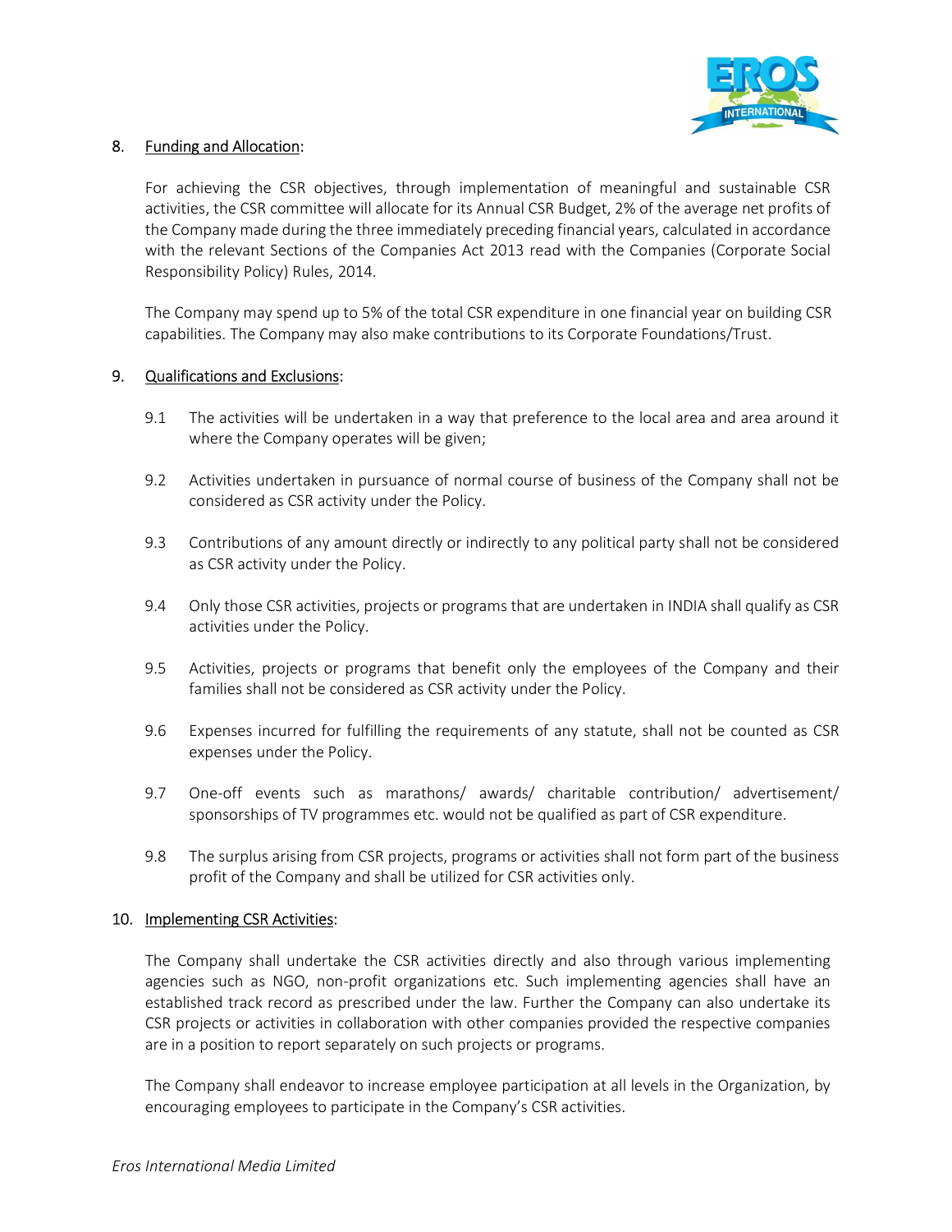## 8. Funding and Allocation:

For achieving the CSR objectives, through implementation of meaningful and sustainable CSR activities, the CSR committee will allocate for its Annual CSR Budget, 2% of the average net profits of the Company made during the three immediately preceding financial years, calculated in accordance with the relevant Sections of the Companies Act 2013 read with the Companies (Corporate Social Responsibility Policy) Rules, 2014.

The Company may spend up to 5% of the total CSR expenditure in one financial year on building CSR capabilities. The Company may also make contributions to its Corporate Foundations/Trust.

## 9. Qualifications and Exclusions:

9.1 The activities will be undertaken in a way that preference to the local area and area around it where the Company operates will be given;

9.2 Activities undertaken in pursuance of normal course of business of the Company shall not be considered as CSR activity under the Policy.

9.3 Contributions of any amount directly or indirectly to any political party shall not be considered as CSR activity under the Policy.

9.4 Only those CSR activities, projects or programs that are undertaken in INDIA shall qualify as CSR activities under the Policy.

9.5 Activities, projects or programs that benefit only the employees of the Company and their families shall not be considered as CSR activity under the Policy.

9.6 Expenses incurred for fulfilling the requirements of any statute, shall not be counted as CSR expenses under the Policy.

9.7 One-off events such as marathons/ awards/ charitable contribution/ advertisement/ sponsorships of TV programmes etc. would not be qualified as part of CSR expenditure.

9.8 The surplus arising from CSR projects, programs or activities shall not form part of the business profit of the Company and shall be utilized for CSR activities only.

## 10. Implementing CSR Activities:

The Company shall undertake the CSR activities directly and also through various implementing agencies such as NGO, non-profit organizations etc. Such implementing agencies shall have an established track record as prescribed under the law. Further the Company can also undertake its CSR projects or activities in collaboration with other companies provided the respective companies are in a position to report separately on such projects or programs.

The Company shall endeavor to increase employee participation at all levels in the Organization, by encouraging employees to participate in the Company's CSR activities.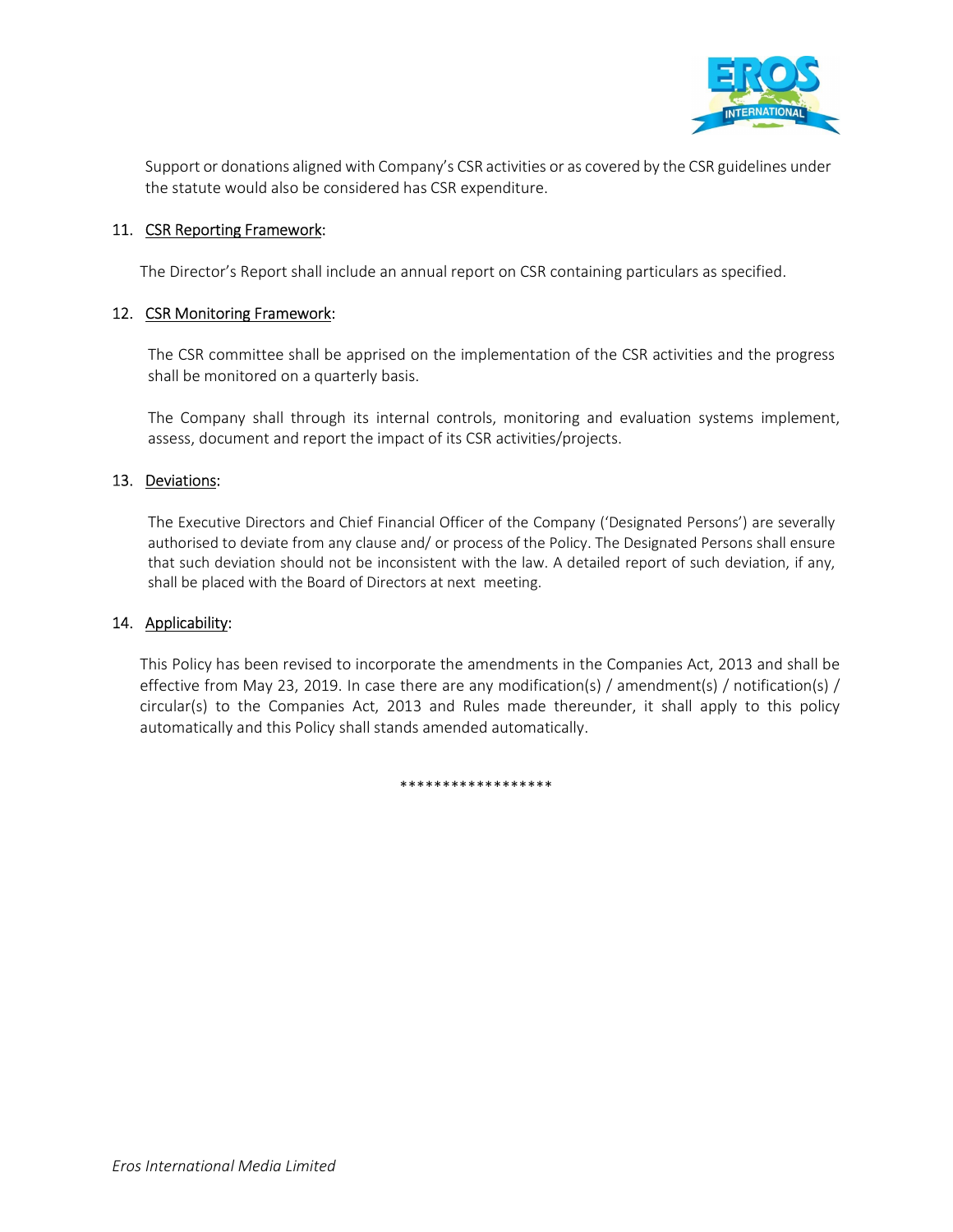Support or donations aligned with Company's CSR activities or as covered by the CSR guidelines under the statute would also be considered has CSR expenditure.

11. CSR Reporting Framework:

The Director's Report shall include an annual report on CSR containing particulars as specified.

12. CSR Monitoring Framework:

The CSR committee shall be apprised on the implementation of the CSR activities and the progress shall be monitored on a quarterly basis.

The Company shall through its internal controls, monitoring and evaluation systems implement, assess, document and report the impact of its CSR activities/projects.

13. Deviations:

The Executive Directors and Chief Financial Officer of the Company ('Designated Persons') are severally authorised to deviate from any clause and/ or process of the Policy. The Designated Persons shall ensure that such deviation should not be inconsistent with the law. A detailed report of such deviation, if any, shall be placed with the Board of Directors at next meeting.

14. Applicability:

This Policy has been revised to incorporate the amendments in the Companies Act, 2013 and shall be effective from May 23, 2019. In case there are any modification(s) / amendment(s) / notification(s) / circular(s) to the Companies Act, 2013 and Rules made thereunder, it shall apply to this policy automatically and this Policy shall stands amended automatically.

******************